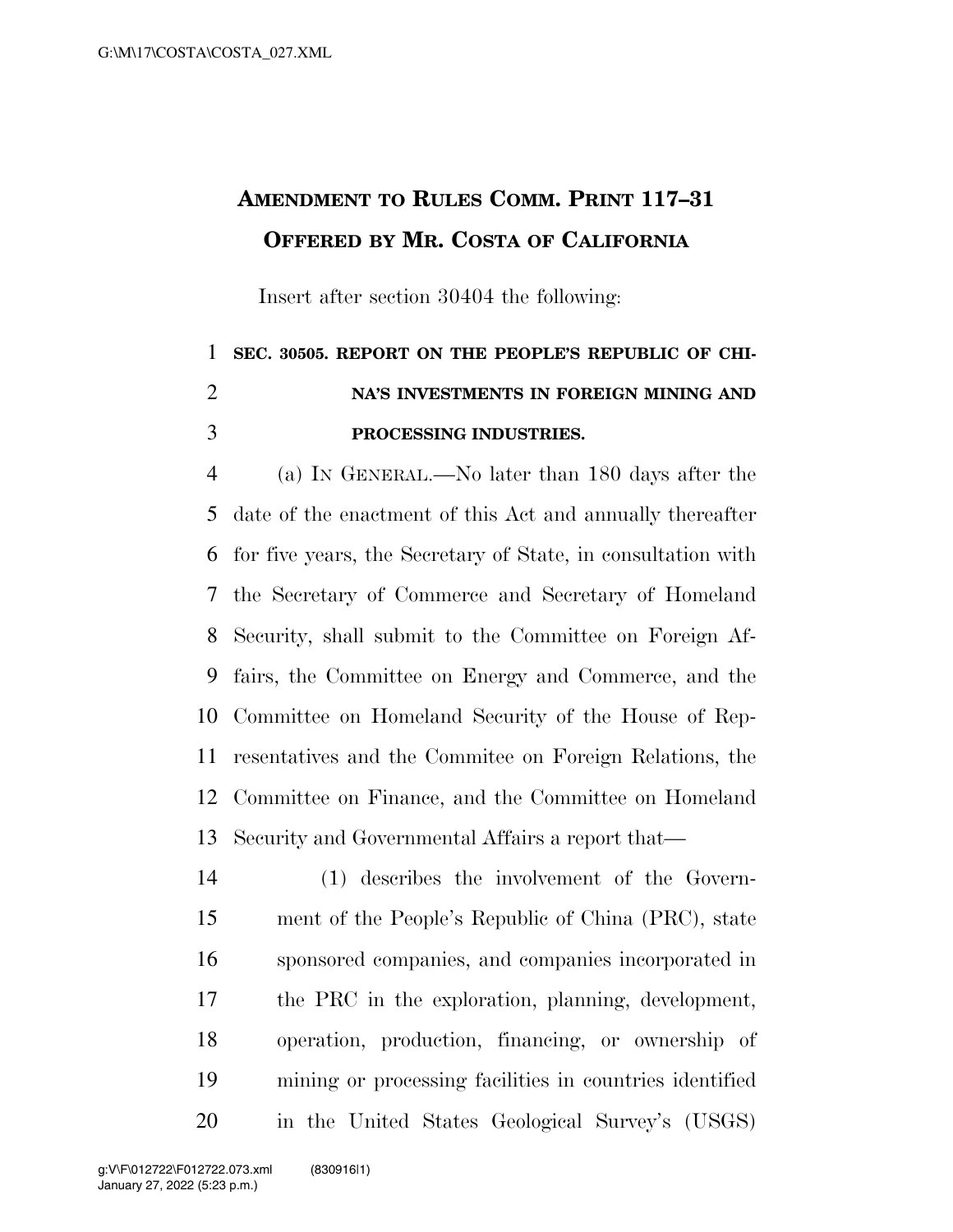# AMENDMENT TO RULES COMM. PRINT 117–31 OFFERED BY MR. COSTA OF CALIFORNIA

Insert after section 30404 the following:

**SEC. 30505. REPORT ON THE PEOPLE'S REPUBLIC OF CHINA'S INVESTMENTS IN FOREIGN MINING AND PROCESSING INDUSTRIES.**

(a) IN GENERAL.—No later than 180 days after the date of the enactment of this Act and annually thereafter for five years, the Secretary of State, in consultation with the Secretary of Commerce and Secretary of Homeland Security, shall submit to the Committee on Foreign Affairs, the Committee on Energy and Commerce, and the Committee on Homeland Security of the House of Representatives and the Commitee on Foreign Relations, the Committee on Finance, and the Committee on Homeland Security and Governmental Affairs a report that—

(1) describes the involvement of the Government of the People's Republic of China (PRC), state sponsored companies, and companies incorporated in the PRC in the exploration, planning, development, operation, production, financing, or ownership of mining or processing facilities in countries identified in the United States Geological Survey's (USGS)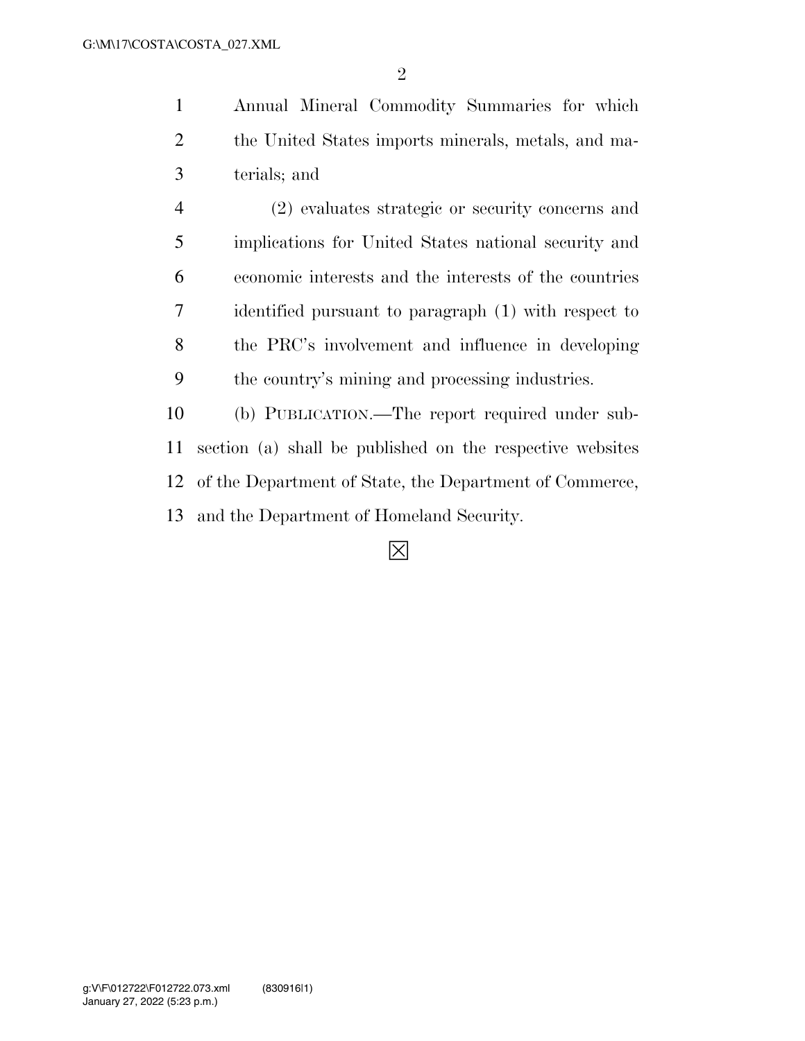Annual Mineral Commodity Summaries for which the United States imports minerals, metals, and materials; and

(2) evaluates strategic or security concerns and implications for United States national security and economic interests and the interests of the countries identified pursuant to paragraph (1) with respect to the PRC's involvement and influence in developing the country's mining and processing industries.

(b) PUBLICATION.—The report required under subsection (a) shall be published on the respective websites of the Department of State, the Department of Commerce, and the Department of Homeland Security.